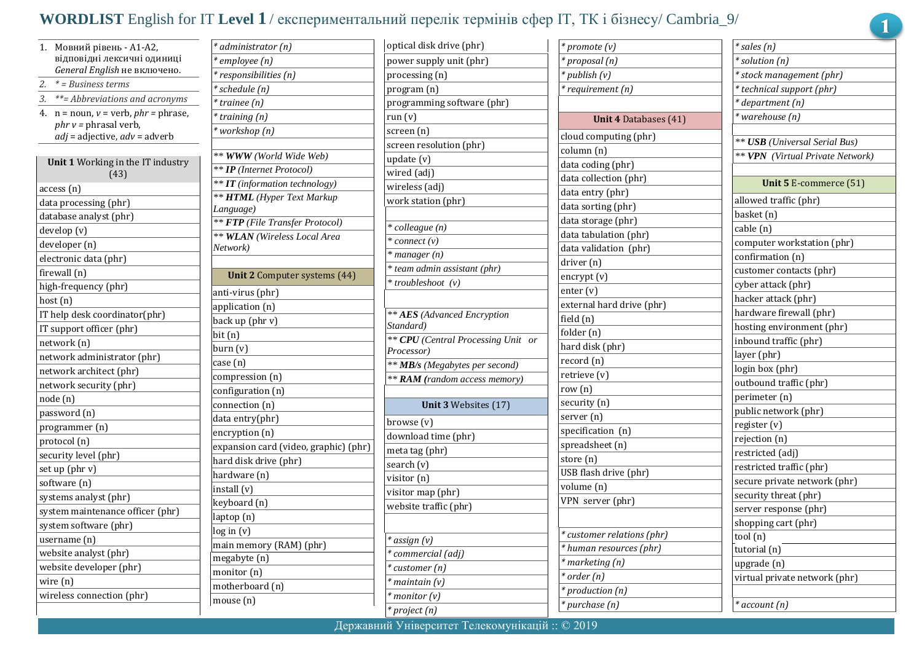# WORDLIST English for IT Level 1 / експериментальний перелік термінів сфер IT, ТК і бізнесу/ Cambria_9/

1. Мовний рівень - А1-А2, відповідні лексичні одиниці *General English* не включено.
2. *\* = Business terms*
3. *\*\*= Abbreviations and acronyms*
4. n = noun, *v* = verb, *phr* = phrase, *phr v* = phrasal verb, *adj* = adjective, *adv* = adverb

## Unit 1 Working in the IT industry (43)

access (n)
data processing (phr)
database analyst (phr)
develop (v)
developer (n)
electronic data (phr)
firewall (n)
high-frequency (phr)
host (n)
IT help desk coordinator(phr)
IT support officer (phr)
network (n)
network administrator (phr)
network architect (phr)
network security (phr)
node (n)
password (n)
programmer (n)
protocol (n)
security level (phr)
set up (phr v)
software (n)
systems analyst (phr)
system maintenance officer (phr)
system software (phr)
username (n)
website analyst (phr)
website developer (phr)
wire (n)
wireless connection (phr)

*\* administrator (n)*
*\* employee (n)*
*\* responsibilities (n)*
*\* schedule (n)*
*\* trainee (n)*
*\* training (n)*
*\* workshop (n)*

\*\* ***WWW*** *(World Wide Web)*
\*\* ***IP*** *(Internet Protocol)*
\*\* ***IT*** *(information technology)*
\*\* ***HTML*** *(Hyper Text Markup Language)*
\*\* ***FTP*** *(File Transfer Protocol)*
\*\* ***WLAN*** *(Wireless Local Area Network)*

## Unit 2 Computer systems (44)

anti-virus (phr)
application (n)
back up (phr v)
bit (n)
burn (v)
case (n)
compression (n)
configuration (n)
connection (n)
data entry(phr)
encryption (n)
expansion card (video, graphic) (phr)
hard disk drive (phr)
hardware (n)
install (v)
keyboard (n)
laptop (n)
log in (v)
main memory (RAM) (phr)
megabyte (n)
monitor (n)
motherboard (n)
mouse (n)
optical disk drive (phr)
power supply unit (phr)
processing (n)
program (n)
programming software (phr)
run (v)
screen (n)
screen resolution (phr)
update (v)
wired (adj)
wireless (adj)
work station (phr)

*\* colleague (n)*
*\* connect (v)*
*\* manager (n)*
*\* team admin assistant (phr)*
*\* troubleshoot (v)*

\*\* ***AES*** *(Advanced Encryption Standard)*
\*\* ***CPU*** *(Central Processing Unit or Processor)*
\*\* ***MB/s*** *(Megabytes per second)*
\*\* ***RAM*** *(random access memory)*

## Unit 3 Websites (17)

browse (v)
download time (phr)
meta tag (phr)
search (v)
visitor (n)
visitor map (phr)
website traffic (phr)

*\* assign (v)*
*\* commercial (adj)*
*\* customer (n)*
*\* maintain (v)*
*\* monitor (v)*
*\* project (n)*
*\* promote (v)*
*\* proposal (n)*
*\* publish (v)*
*\* requirement (n)*

## Unit 4 Databases (41)

cloud computing (phr)
column (n)
data coding (phr)
data collection (phr)
data entry (phr)
data sorting (phr)
data storage (phr)
data tabulation (phr)
data validation (phr)
driver (n)
encrypt (v)
enter (v)
external hard drive (phr)
field (n)
folder (n)
hard disk (phr)
record (n)
retrieve (v)
row (n)
security (n)
server (n)
specification (n)
spreadsheet (n)
store (n)
USB flash drive (phr)
volume (n)
VPN server (phr)

*\* customer relations (phr)*
*\* human resources (phr)*
*\* marketing (n)*
*\* order (n)*
*\* production (n)*
*\* purchase (n)*
*\* sales (n)*
*\* solution (n)*
*\* stock management (phr)*
*\* technical support (phr)*
*\* department (n)*
*\* warehouse (n)*

\*\* ***USB*** *(Universal Serial Bus)*
\*\* ***VPN*** *(Virtual Private Network)*

## Unit 5 E-commerce (51)

allowed traffic (phr)
basket (n)
cable (n)
computer workstation (phr)
confirmation (n)
customer contacts (phr)
cyber attack (phr)
hacker attack (phr)
hardware firewall (phr)
hosting environment (phr)
inbound traffic (phr)
layer (phr)
login box (phr)
outbound traffic (phr)
perimeter (n)
public network (phr)
register (v)
rejection (n)
restricted (adj)
restricted traffic (phr)
secure private network (phr)
security threat (phr)
server response (phr)
shopping cart (phr)
tool (n)
tutorial (n)
upgrade (n)
virtual private network (phr)

*\* account (n)*

Державний Університет Телекомунікацій :: © 2019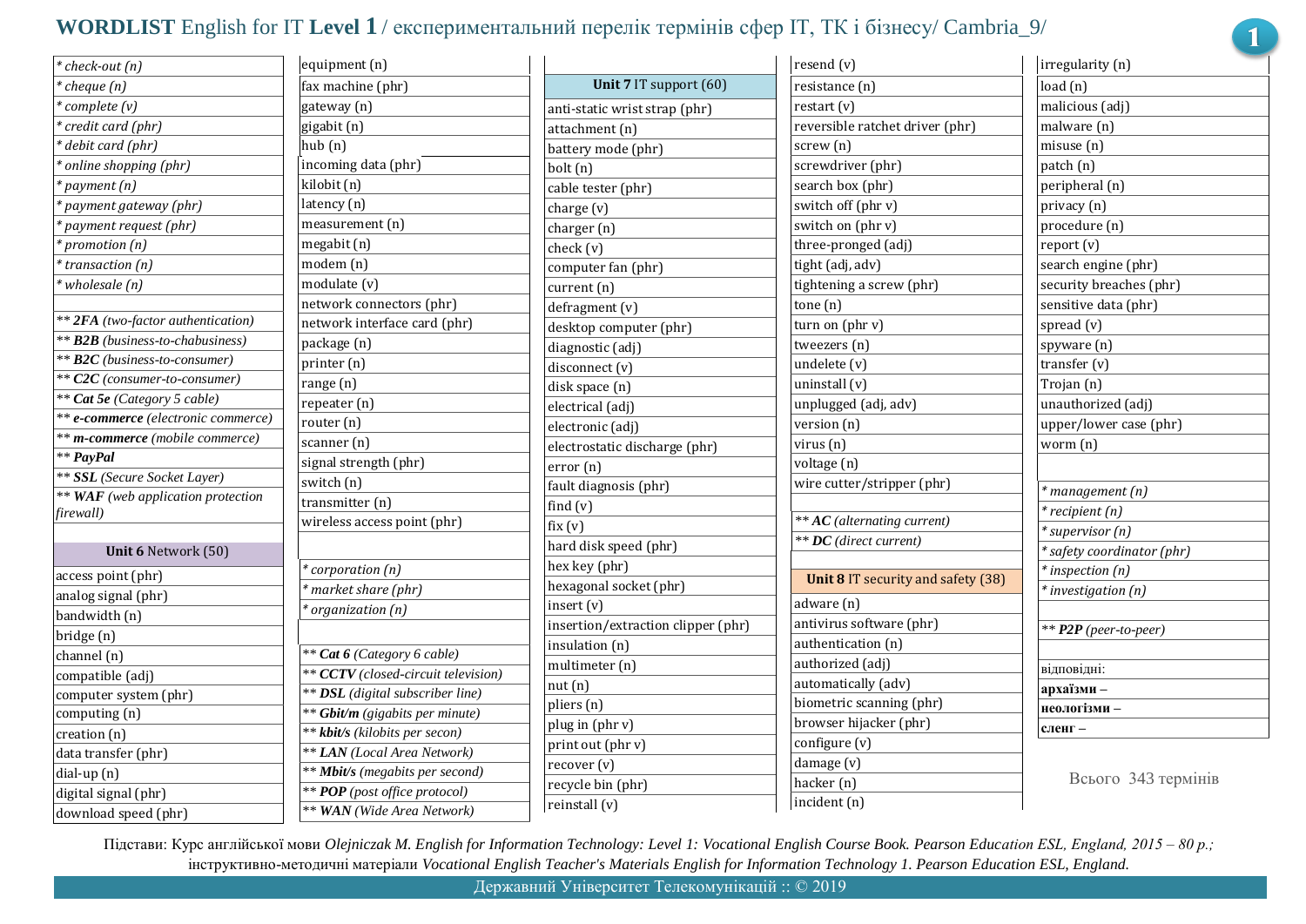# **WORDLIST** English for IT **Level 1** / експериментальний перелік термінів сфер ІТ, ТК і бізнесу/ Cambria_9/

*\* check-out (n)*
*\* cheque (n)*
*\* complete (v)*
*\* credit card (phr)*
*\* debit card (phr)*
*\* online shopping (phr)*
*\* payment (n)*
*\* payment gateway (phr)*
*\* payment request (phr)*
*\* promotion (n)*
*\* transaction (n)*
*\* wholesale (n)*

*\*\* **2FA** (two-factor authentication)*
*\*\* **B2B** (business-to-chabusiness)*
*\*\* **B2C** (business-to-consumer)*
*\*\* **C2C** (consumer-to-consumer)*
*\*\* **Cat 5e** (Category 5 cable)*
*\*\* **e-commerce** (electronic commerce)*
*\*\* **m-commerce** (mobile commerce)*
*\*\* **PayPal***
*\*\* **SSL** (Secure Socket Layer)*
*\*\* **WAF** (web application protection firewall)*

**Unit 6** Network (50)

access point (phr)
analog signal (phr)
bandwidth (n)
bridge (n)
channel (n)
compatible (adj)
computer system (phr)
computing (n)
creation (n)
data transfer (phr)
dial-up (n)
digital signal (phr)
download speed (phr)
equipment (n)
fax machine (phr)
gateway (n)
gigabit (n)
hub (n)
incoming data (phr)
kilobit (n)
latency (n)
measurement (n)
megabit (n)
modem (n)
modulate (v)
network connectors (phr)
network interface card (phr)
package (n)
printer (n)
range (n)
repeater (n)
router (n)
scanner (n)
signal strength (phr)
switch (n)
transmitter (n)
wireless access point (phr)

*\* corporation (n)*
*\* market share (phr)*
*\* organization (n)*

*\*\* **Cat 6** (Category 6 cable)*
*\*\* **CCTV** (closed-circuit television)*
*\*\* **DSL** (digital subscriber line)*
*\*\* **Gbit/m** (gigabits per minute)*
*\*\* **kbit/s** (kilobits per secon)*
*\*\* **LAN** (Local Area Network)*
*\*\* **Mbit/s** (megabits per second)*
*\*\* **POP** (post office protocol)*
*\*\* **WAN** (Wide Area Network)*

**Unit 7** IT support (60)

anti-static wrist strap (phr)
attachment (n)
battery mode (phr)
bolt (n)
cable tester (phr)
charge (v)
charger (n)
check (v)
computer fan (phr)
current (n)
defragment (v)
desktop computer (phr)
diagnostic (adj)
disconnect (v)
disk space (n)
electrical (adj)
electronic (adj)
electrostatic discharge (phr)
error (n)
fault diagnosis (phr)
find (v)
fix (v)
hard disk speed (phr)
hex key (phr)
hexagonal socket (phr)
insert (v)
insertion/extraction clipper (phr)
insulation (n)
multimeter (n)
nut (n)
pliers (n)
plug in (phr v)
print out (phr v)
recover (v)
recycle bin (phr)
reinstall (v)
resend (v)
resistance (n)
restart (v)
reversible ratchet driver (phr)
screw (n)
screwdriver (phr)
search box (phr)
switch off (phr v)
switch on (phr v)
three-pronged (adj)
tight (adj, adv)
tightening a screw (phr)
tone (n)
turn on (phr v)
tweezers (n)
undelete (v)
uninstall (v)
unplugged (adj, adv)
version (n)
virus (n)
voltage (n)
wire cutter/stripper (phr)

*\*\* **AC** (alternating current)*
*\*\* **DC** (direct current)*

**Unit 8** IT security and safety (38)

adware (n)
antivirus software (phr)
authentication (n)
authorized (adj)
automatically (adv)
biometric scanning (phr)
browser hijacker (phr)
configure (v)
damage (v)
hacker (n)
incident (n)
irregularity (n)
load (n)
malicious (adj)
malware (n)
misuse (n)
patch (n)
peripheral (n)
privacy (n)
procedure (n)
report (v)
search engine (phr)
security breaches (phr)
sensitive data (phr)
spread (v)
spyware (n)
transfer (v)
Trojan (n)
unauthorized (adj)
upper/lower case (phr)
worm (n)

*\* management (n)*
*\* recipient (n)*
*\* supervisor (n)*
*\* safety coordinator (phr)*
*\* inspection (n)*
*\* investigation (n)*

*\*\* **P2P** (peer-to-peer)*

відповідні:
**архаїзми** –
**неологізми** –
**сленг** –

Всього 343 термінів

Підстави: Курс англійської мови *Olejniczak M. English for Information Technology: Level 1: Vocational English Course Book. Pearson Education ESL, England, 2015 – 80 p.;* інструктивно-методичні матеріали *Vocational English Teacher's Materials English for Information Technology 1. Pearson Education ESL, England.*

Державний Університет Телекомунікацій :: © 2019